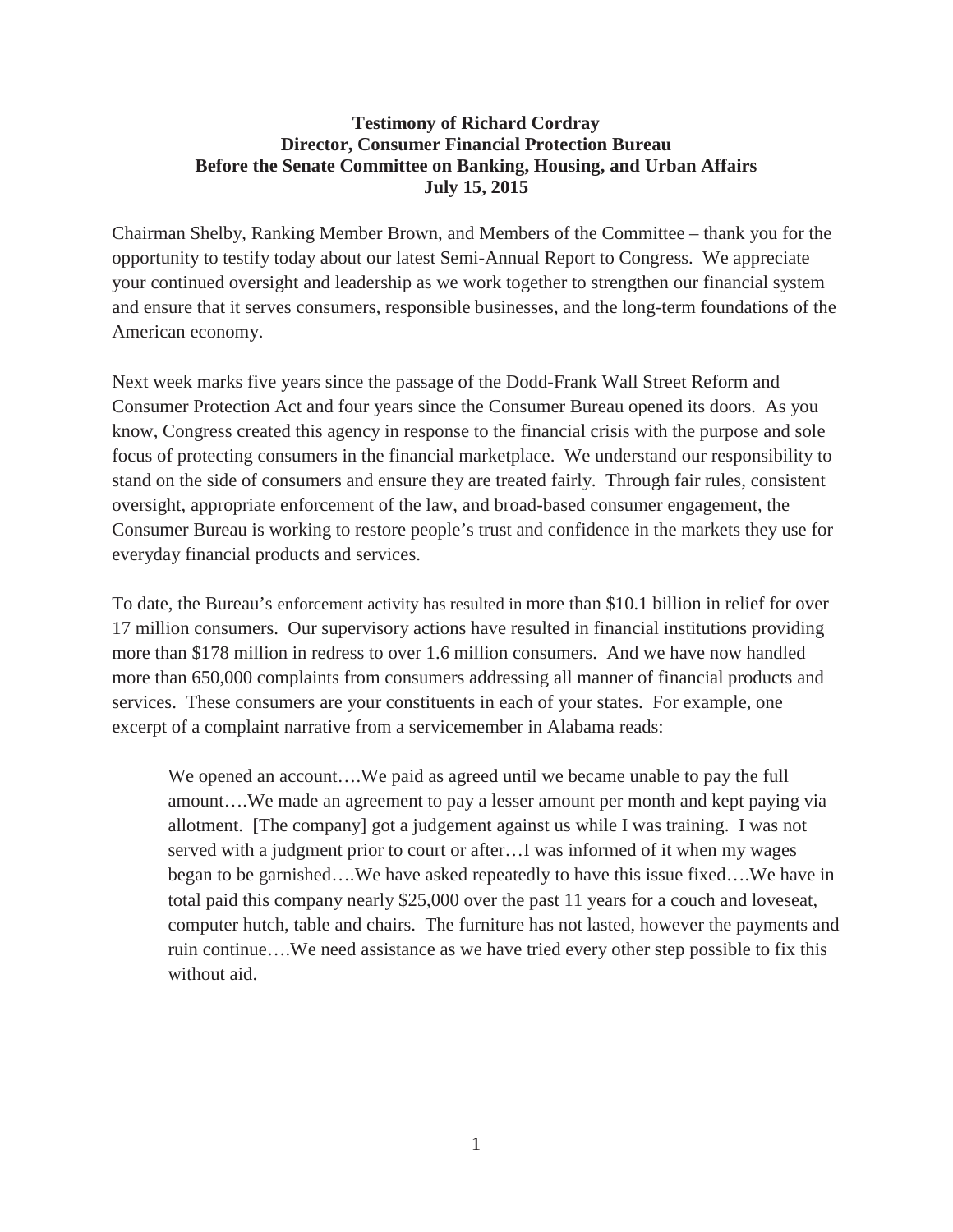**Testimony of Richard Cordray**
**Director, Consumer Financial Protection Bureau**
**Before the Senate Committee on Banking, Housing, and Urban Affairs**
**July 15, 2015**

Chairman Shelby, Ranking Member Brown, and Members of the Committee – thank you for the opportunity to testify today about our latest Semi-Annual Report to Congress. We appreciate your continued oversight and leadership as we work together to strengthen our financial system and ensure that it serves consumers, responsible businesses, and the long-term foundations of the American economy.

Next week marks five years since the passage of the Dodd-Frank Wall Street Reform and Consumer Protection Act and four years since the Consumer Bureau opened its doors. As you know, Congress created this agency in response to the financial crisis with the purpose and sole focus of protecting consumers in the financial marketplace. We understand our responsibility to stand on the side of consumers and ensure they are treated fairly. Through fair rules, consistent oversight, appropriate enforcement of the law, and broad-based consumer engagement, the Consumer Bureau is working to restore people's trust and confidence in the markets they use for everyday financial products and services.

To date, the Bureau's enforcement activity has resulted in more than $10.1 billion in relief for over 17 million consumers. Our supervisory actions have resulted in financial institutions providing more than $178 million in redress to over 1.6 million consumers. And we have now handled more than 650,000 complaints from consumers addressing all manner of financial products and services. These consumers are your constituents in each of your states. For example, one excerpt of a complaint narrative from a servicemember in Alabama reads:

> We opened an account….We paid as agreed until we became unable to pay the full amount….We made an agreement to pay a lesser amount per month and kept paying via allotment. [The company] got a judgement against us while I was training. I was not served with a judgment prior to court or after…I was informed of it when my wages began to be garnished….We have asked repeatedly to have this issue fixed….We have in total paid this company nearly $25,000 over the past 11 years for a couch and loveseat, computer hutch, table and chairs. The furniture has not lasted, however the payments and ruin continue….We need assistance as we have tried every other step possible to fix this without aid.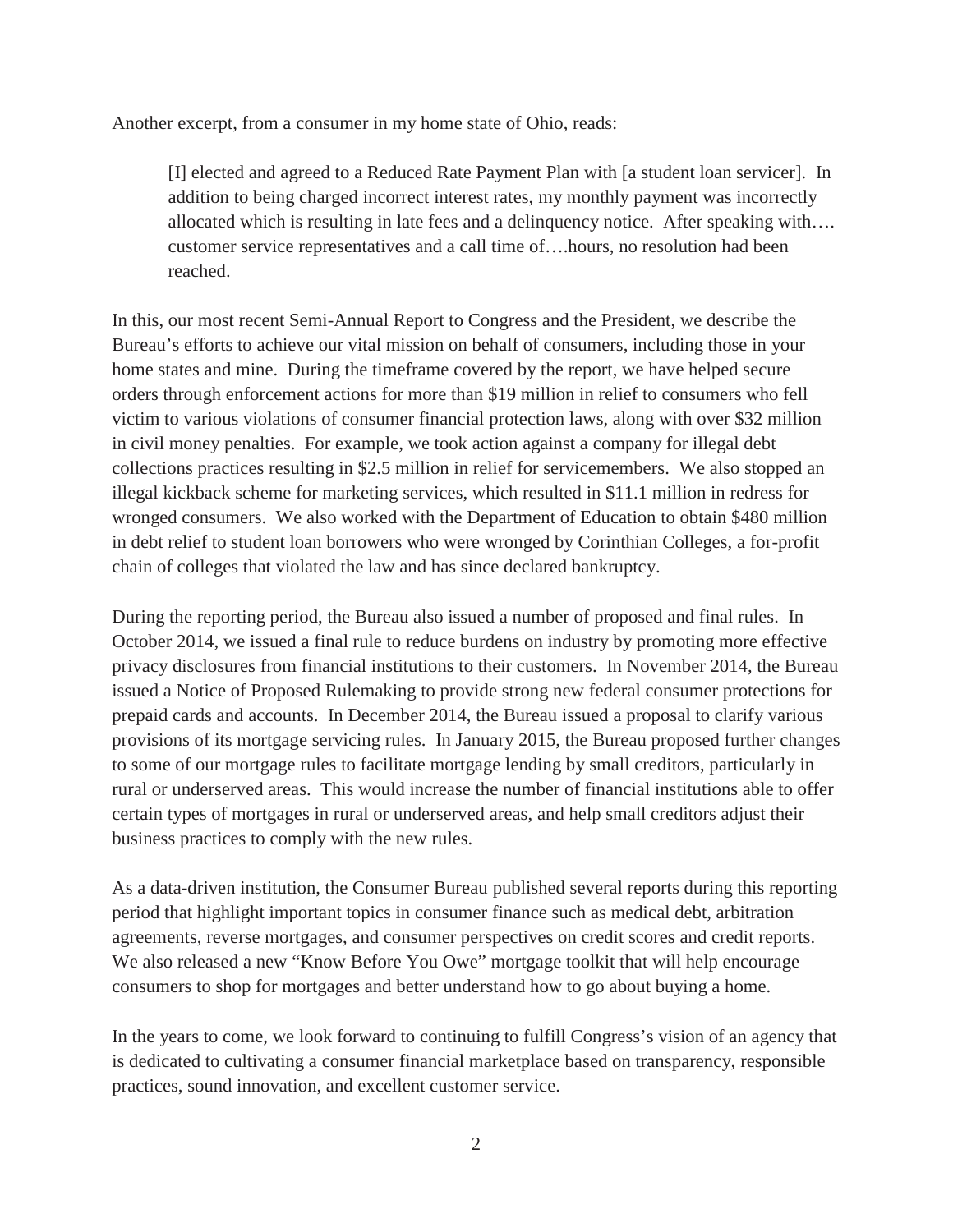Another excerpt, from a consumer in my home state of Ohio, reads:

> [I] elected and agreed to a Reduced Rate Payment Plan with [a student loan servicer]. In addition to being charged incorrect interest rates, my monthly payment was incorrectly allocated which is resulting in late fees and a delinquency notice. After speaking with…. customer service representatives and a call time of….hours, no resolution had been reached.

In this, our most recent Semi-Annual Report to Congress and the President, we describe the Bureau's efforts to achieve our vital mission on behalf of consumers, including those in your home states and mine. During the timeframe covered by the report, we have helped secure orders through enforcement actions for more than $19 million in relief to consumers who fell victim to various violations of consumer financial protection laws, along with over $32 million in civil money penalties. For example, we took action against a company for illegal debt collections practices resulting in $2.5 million in relief for servicemembers. We also stopped an illegal kickback scheme for marketing services, which resulted in $11.1 million in redress for wronged consumers. We also worked with the Department of Education to obtain $480 million in debt relief to student loan borrowers who were wronged by Corinthian Colleges, a for-profit chain of colleges that violated the law and has since declared bankruptcy.

During the reporting period, the Bureau also issued a number of proposed and final rules. In October 2014, we issued a final rule to reduce burdens on industry by promoting more effective privacy disclosures from financial institutions to their customers. In November 2014, the Bureau issued a Notice of Proposed Rulemaking to provide strong new federal consumer protections for prepaid cards and accounts. In December 2014, the Bureau issued a proposal to clarify various provisions of its mortgage servicing rules. In January 2015, the Bureau proposed further changes to some of our mortgage rules to facilitate mortgage lending by small creditors, particularly in rural or underserved areas. This would increase the number of financial institutions able to offer certain types of mortgages in rural or underserved areas, and help small creditors adjust their business practices to comply with the new rules.

As a data-driven institution, the Consumer Bureau published several reports during this reporting period that highlight important topics in consumer finance such as medical debt, arbitration agreements, reverse mortgages, and consumer perspectives on credit scores and credit reports. We also released a new "Know Before You Owe" mortgage toolkit that will help encourage consumers to shop for mortgages and better understand how to go about buying a home.

In the years to come, we look forward to continuing to fulfill Congress's vision of an agency that is dedicated to cultivating a consumer financial marketplace based on transparency, responsible practices, sound innovation, and excellent customer service.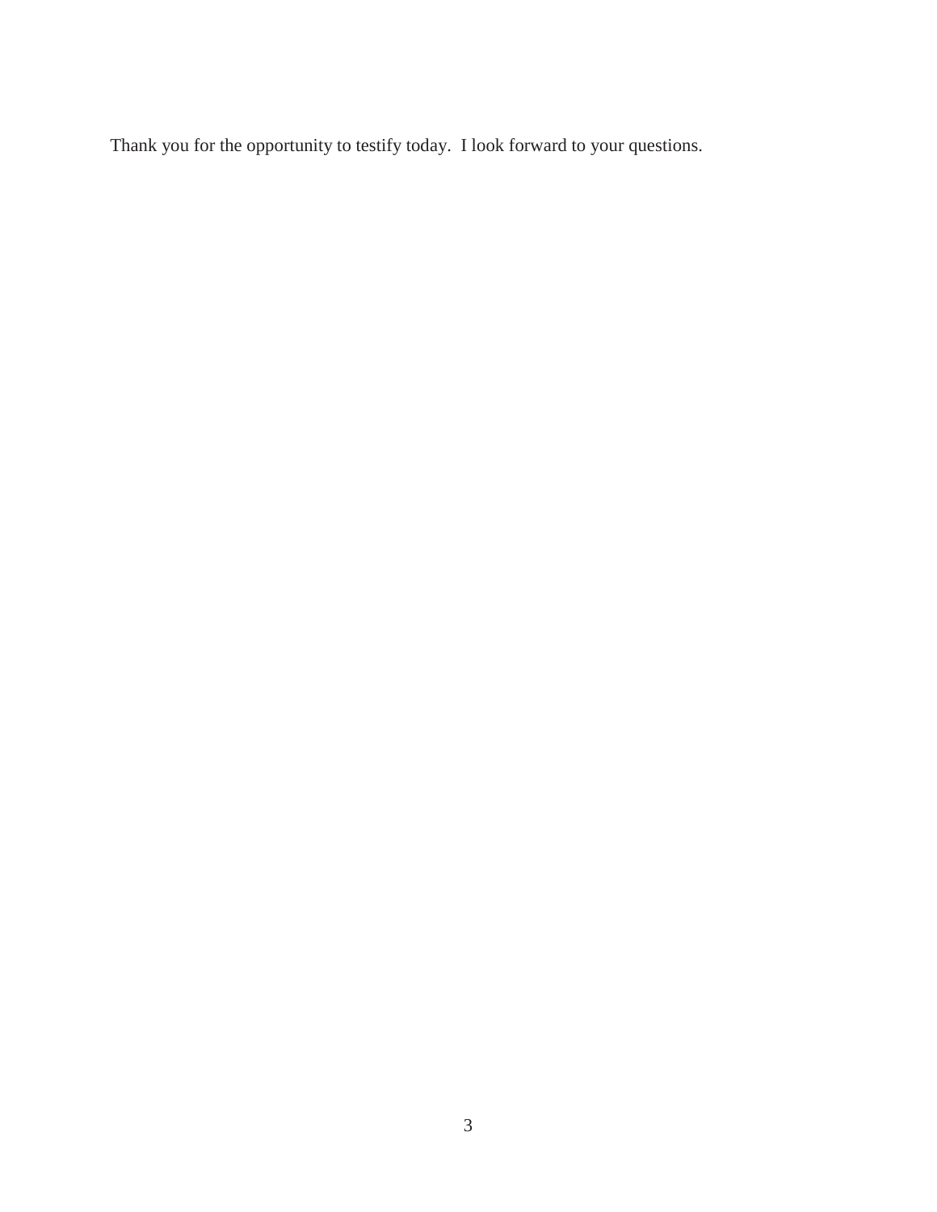Thank you for the opportunity to testify today. I look forward to your questions.